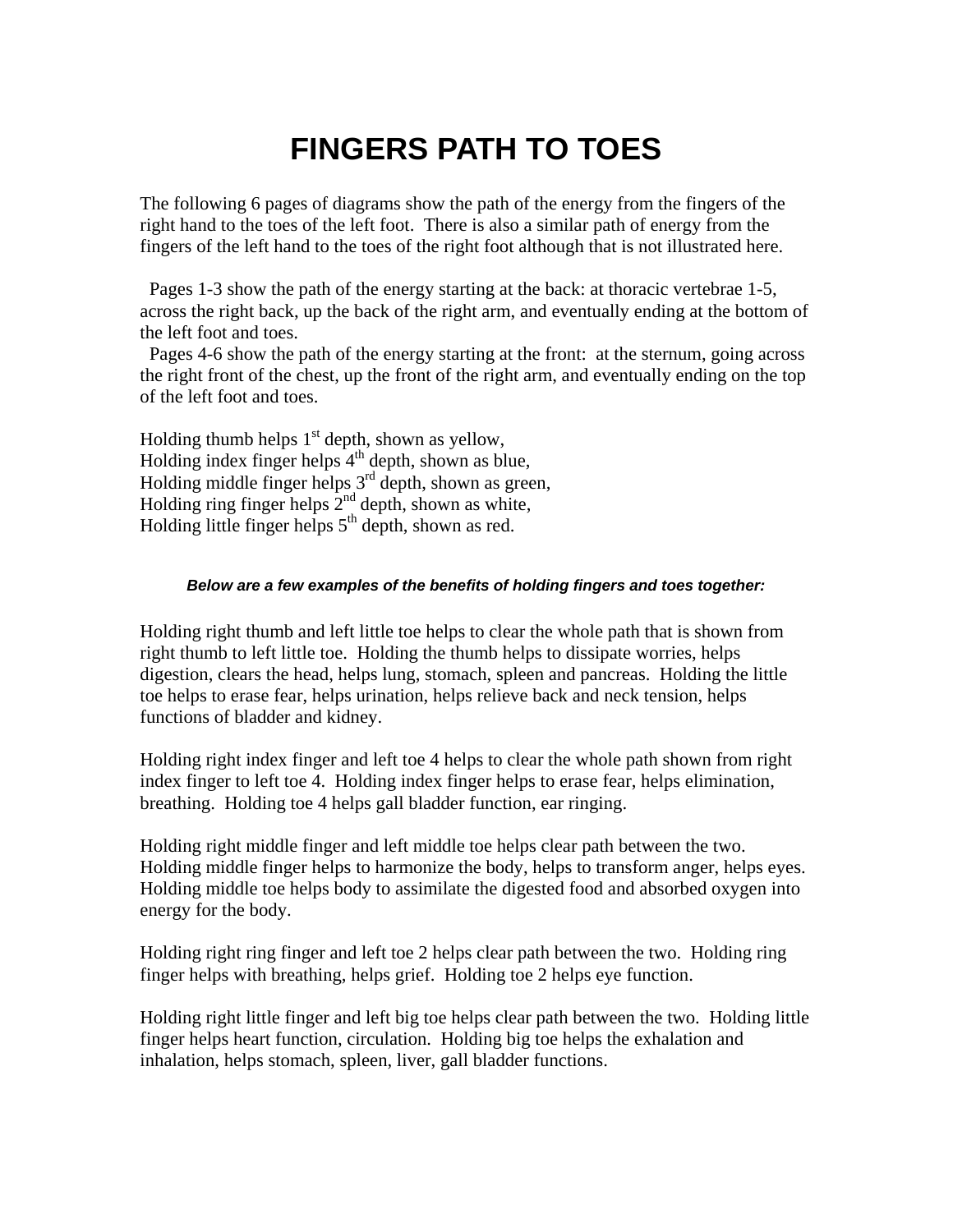# FINGERS PATH TO TOES

The following 6 pages of diagrams show the path of the energy from the fingers of the right hand to the toes of the left foot. There is also a similar path of energy from the fingers of the left hand to the toes of the right foot although that is not illustrated here.

Pages 1-3 show the path of the energy starting at the back: at thoracic vertebrae 1-5, across the right back, up the back of the right arm, and eventually ending at the bottom of the left foot and toes.

Pages 4-6 show the path of the energy starting at the front: at the sternum, going across the right front of the chest, up the front of the right arm, and eventually ending on the top of the left foot and toes.

Holding thumb helps 1st depth, shown as yellow,
Holding index finger helps 4th depth, shown as blue,
Holding middle finger helps 3rd depth, shown as green,
Holding ring finger helps 2nd depth, shown as white,
Holding little finger helps 5th depth, shown as red.

***Below are a few examples of the benefits of holding fingers and toes together:***

Holding right thumb and left little toe helps to clear the whole path that is shown from right thumb to left little toe. Holding the thumb helps to dissipate worries, helps digestion, clears the head, helps lung, stomach, spleen and pancreas. Holding the little toe helps to erase fear, helps urination, helps relieve back and neck tension, helps functions of bladder and kidney.

Holding right index finger and left toe 4 helps to clear the whole path shown from right index finger to left toe 4. Holding index finger helps to erase fear, helps elimination, breathing. Holding toe 4 helps gall bladder function, ear ringing.

Holding right middle finger and left middle toe helps clear path between the two. Holding middle finger helps to harmonize the body, helps to transform anger, helps eyes. Holding middle toe helps body to assimilate the digested food and absorbed oxygen into energy for the body.

Holding right ring finger and left toe 2 helps clear path between the two. Holding ring finger helps with breathing, helps grief. Holding toe 2 helps eye function.

Holding right little finger and left big toe helps clear path between the two. Holding little finger helps heart function, circulation. Holding big toe helps the exhalation and inhalation, helps stomach, spleen, liver, gall bladder functions.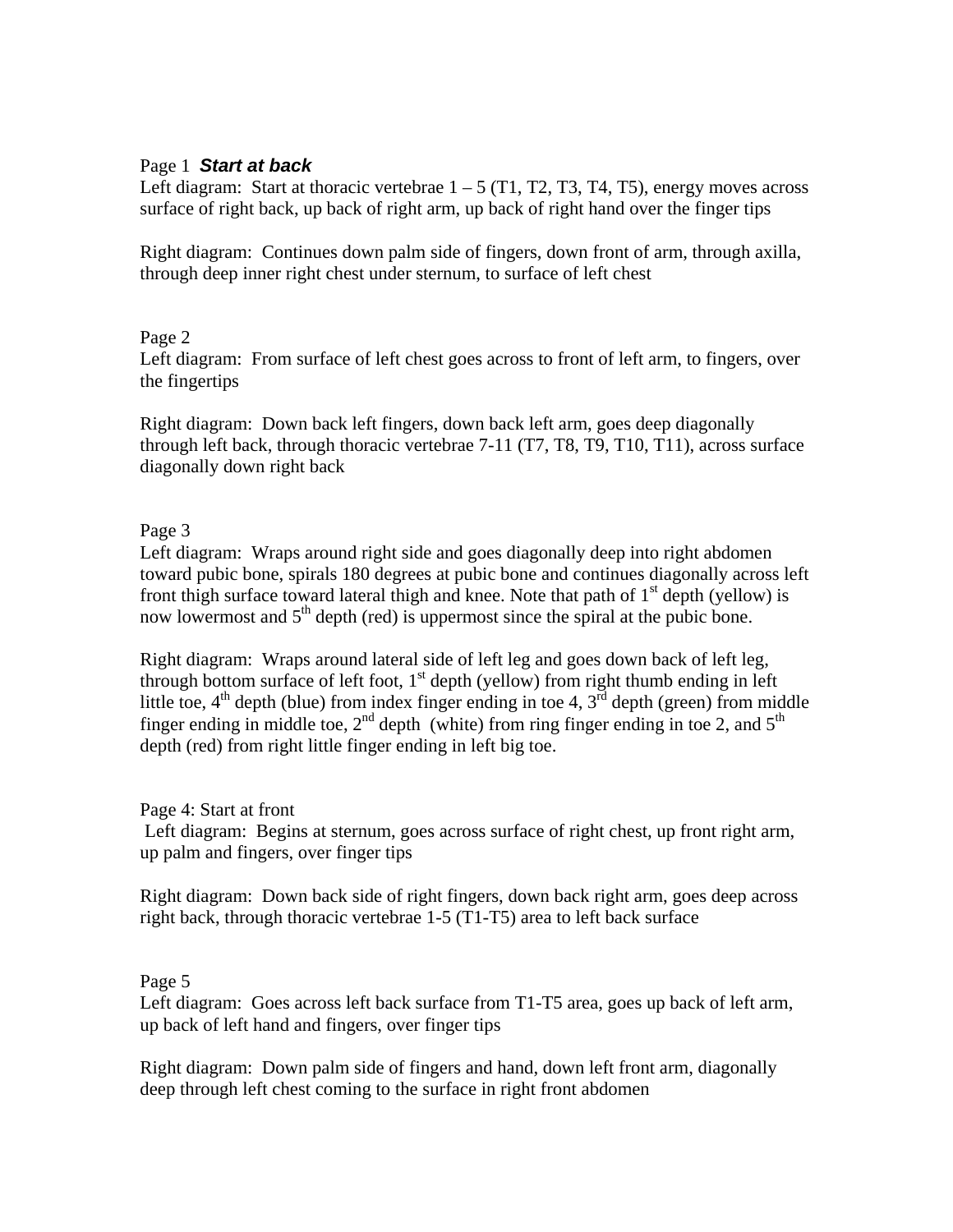Page 1 ***Start at back***

Left diagram: Start at thoracic vertebrae 1 – 5 (T1, T2, T3, T4, T5), energy moves across surface of right back, up back of right arm, up back of right hand over the finger tips

Right diagram: Continues down palm side of fingers, down front of arm, through axilla, through deep inner right chest under sternum, to surface of left chest

Page 2

Left diagram: From surface of left chest goes across to front of left arm, to fingers, over the fingertips

Right diagram: Down back left fingers, down back left arm, goes deep diagonally through left back, through thoracic vertebrae 7-11 (T7, T8, T9, T10, T11), across surface diagonally down right back

Page 3

Left diagram: Wraps around right side and goes diagonally deep into right abdomen toward pubic bone, spirals 180 degrees at pubic bone and continues diagonally across left front thigh surface toward lateral thigh and knee. Note that path of 1st depth (yellow) is now lowermost and 5th depth (red) is uppermost since the spiral at the pubic bone.

Right diagram: Wraps around lateral side of left leg and goes down back of left leg, through bottom surface of left foot, 1st depth (yellow) from right thumb ending in left little toe, 4th depth (blue) from index finger ending in toe 4, 3rd depth (green) from middle finger ending in middle toe, 2nd depth (white) from ring finger ending in toe 2, and 5th depth (red) from right little finger ending in left big toe.

Page 4: Start at front

Left diagram: Begins at sternum, goes across surface of right chest, up front right arm, up palm and fingers, over finger tips

Right diagram: Down back side of right fingers, down back right arm, goes deep across right back, through thoracic vertebrae 1-5 (T1-T5) area to left back surface

Page 5

Left diagram: Goes across left back surface from T1-T5 area, goes up back of left arm, up back of left hand and fingers, over finger tips

Right diagram: Down palm side of fingers and hand, down left front arm, diagonally deep through left chest coming to the surface in right front abdomen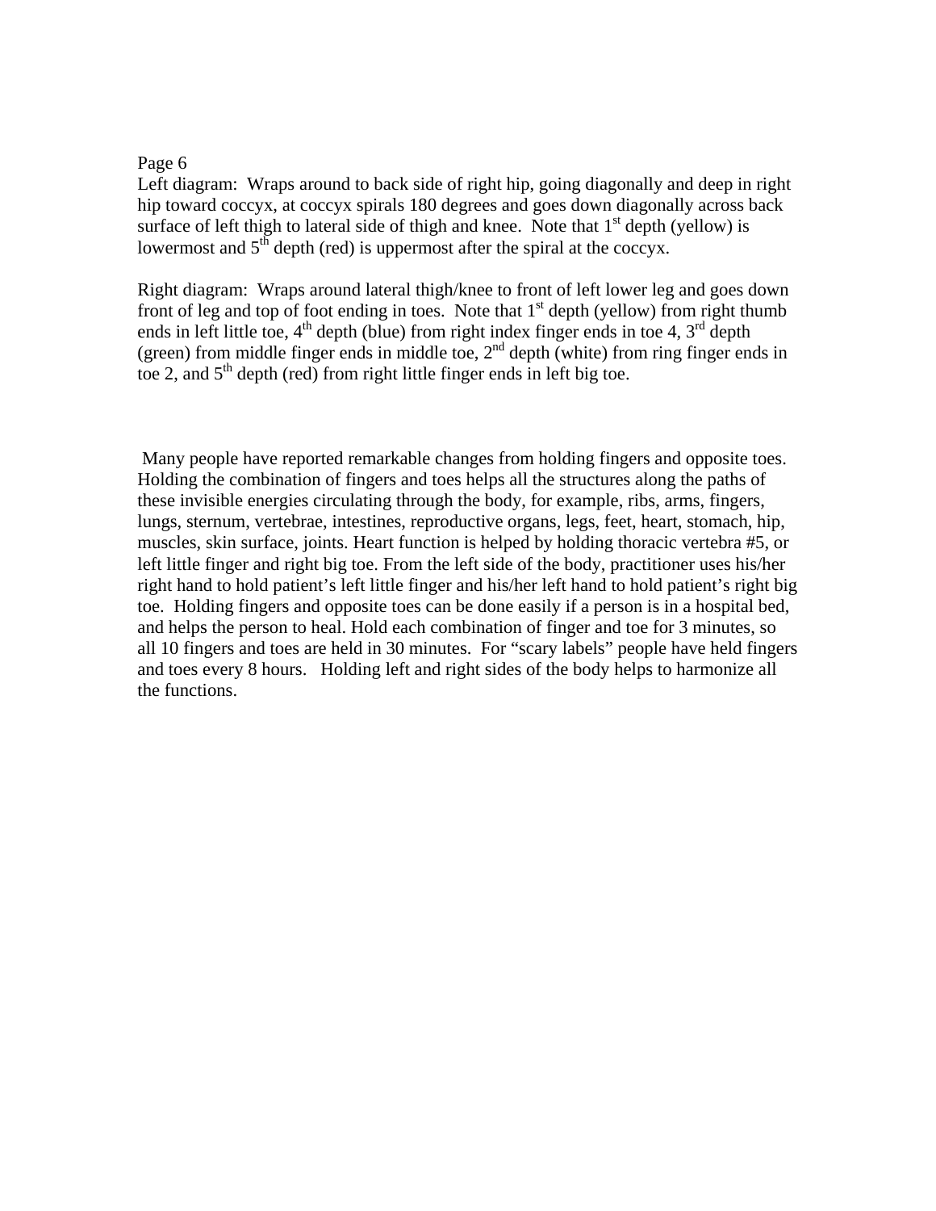Page 6

Left diagram: Wraps around to back side of right hip, going diagonally and deep in right hip toward coccyx, at coccyx spirals 180 degrees and goes down diagonally across back surface of left thigh to lateral side of thigh and knee. Note that 1st depth (yellow) is lowermost and 5th depth (red) is uppermost after the spiral at the coccyx.

Right diagram: Wraps around lateral thigh/knee to front of left lower leg and goes down front of leg and top of foot ending in toes. Note that 1st depth (yellow) from right thumb ends in left little toe, 4th depth (blue) from right index finger ends in toe 4, 3rd depth (green) from middle finger ends in middle toe, 2nd depth (white) from ring finger ends in toe 2, and 5th depth (red) from right little finger ends in left big toe.

Many people have reported remarkable changes from holding fingers and opposite toes. Holding the combination of fingers and toes helps all the structures along the paths of these invisible energies circulating through the body, for example, ribs, arms, fingers, lungs, sternum, vertebrae, intestines, reproductive organs, legs, feet, heart, stomach, hip, muscles, skin surface, joints. Heart function is helped by holding thoracic vertebra #5, or left little finger and right big toe. From the left side of the body, practitioner uses his/her right hand to hold patient's left little finger and his/her left hand to hold patient's right big toe. Holding fingers and opposite toes can be done easily if a person is in a hospital bed, and helps the person to heal. Hold each combination of finger and toe for 3 minutes, so all 10 fingers and toes are held in 30 minutes. For "scary labels" people have held fingers and toes every 8 hours. Holding left and right sides of the body helps to harmonize all the functions.